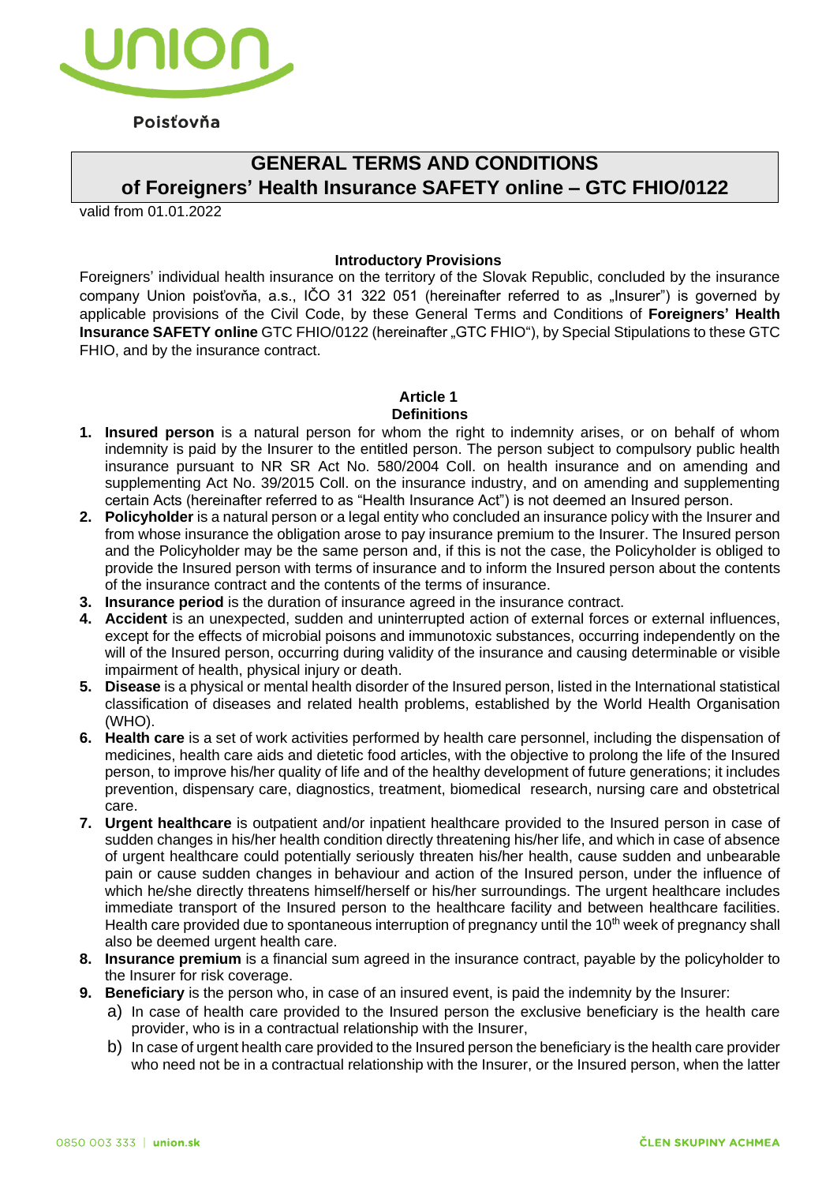Poisťovňa

# GENERAL TERMS AND CONDITIONS of Foreigners' Health Insurance SAFETY online – GTC FHIO/0122

valid from 01.01.2022

**Introductory Provisions**

Foreigners' individual health insurance on the territory of the Slovak Republic, concluded by the insurance company Union poisťovňa, a.s., IČO 31 322 051 (hereinafter referred to as „Insurer") is governed by applicable provisions of the Civil Code, by these General Terms and Conditions of **Foreigners' Health Insurance SAFETY online** GTC FHIO/0122 (hereinafter „GTC FHIO"), by Special Stipulations to these GTC FHIO, and by the insurance contract.

## Article 1
## Definitions

1. **Insured person** is a natural person for whom the right to indemnity arises, or on behalf of whom indemnity is paid by the Insurer to the entitled person. The person subject to compulsory public health insurance pursuant to NR SR Act No. 580/2004 Coll. on health insurance and on amending and supplementing Act No. 39/2015 Coll. on the insurance industry, and on amending and supplementing certain Acts (hereinafter referred to as "Health Insurance Act") is not deemed an Insured person.
2. **Policyholder** is a natural person or a legal entity who concluded an insurance policy with the Insurer and from whose insurance the obligation arose to pay insurance premium to the Insurer. The Insured person and the Policyholder may be the same person and, if this is not the case, the Policyholder is obliged to provide the Insured person with terms of insurance and to inform the Insured person about the contents of the insurance contract and the contents of the terms of insurance.
3. **Insurance period** is the duration of insurance agreed in the insurance contract.
4. **Accident** is an unexpected, sudden and uninterrupted action of external forces or external influences, except for the effects of microbial poisons and immunotoxic substances, occurring independently on the will of the Insured person, occurring during validity of the insurance and causing determinable or visible impairment of health, physical injury or death.
5. **Disease** is a physical or mental health disorder of the Insured person, listed in the International statistical classification of diseases and related health problems, established by the World Health Organisation (WHO).
6. **Health care** is a set of work activities performed by health care personnel, including the dispensation of medicines, health care aids and dietetic food articles, with the objective to prolong the life of the Insured person, to improve his/her quality of life and of the healthy development of future generations; it includes prevention, dispensary care, diagnostics, treatment, biomedical research, nursing care and obstetrical care.
7. **Urgent healthcare** is outpatient and/or inpatient healthcare provided to the Insured person in case of sudden changes in his/her health condition directly threatening his/her life, and which in case of absence of urgent healthcare could potentially seriously threaten his/her health, cause sudden and unbearable pain or cause sudden changes in behaviour and action of the Insured person, under the influence of which he/she directly threatens himself/herself or his/her surroundings. The urgent healthcare includes immediate transport of the Insured person to the healthcare facility and between healthcare facilities. Health care provided due to spontaneous interruption of pregnancy until the 10th week of pregnancy shall also be deemed urgent health care.
8. **Insurance premium** is a financial sum agreed in the insurance contract, payable by the policyholder to the Insurer for risk coverage.
9. **Beneficiary** is the person who, in case of an insured event, is paid the indemnity by the Insurer:
   a) In case of health care provided to the Insured person the exclusive beneficiary is the health care provider, who is in a contractual relationship with the Insurer,
   b) In case of urgent health care provided to the Insured person the beneficiary is the health care provider who need not be in a contractual relationship with the Insurer, or the Insured person, when the latter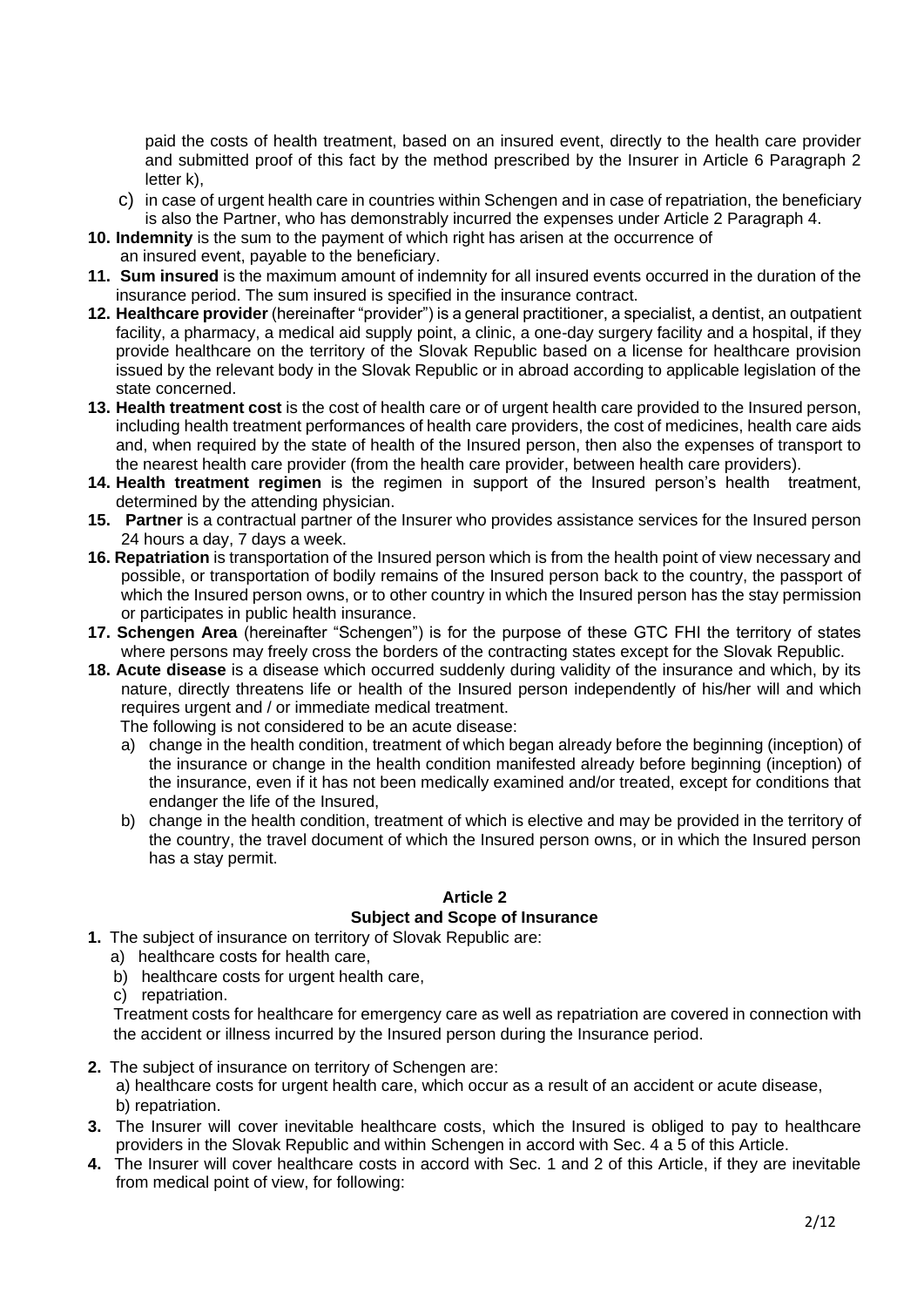paid the costs of health treatment, based on an insured event, directly to the health care provider and submitted proof of this fact by the method prescribed by the Insurer in Article 6 Paragraph 2 letter k),

c) in case of urgent health care in countries within Schengen and in case of repatriation, the beneficiary is also the Partner, who has demonstrably incurred the expenses under Article 2 Paragraph 4.

**10. Indemnity** is the sum to the payment of which right has arisen at the occurrence of an insured event, payable to the beneficiary.

**11. Sum insured** is the maximum amount of indemnity for all insured events occurred in the duration of the insurance period. The sum insured is specified in the insurance contract.

**12. Healthcare provider** (hereinafter "provider") is a general practitioner, a specialist, a dentist, an outpatient facility, a pharmacy, a medical aid supply point, a clinic, a one-day surgery facility and a hospital, if they provide healthcare on the territory of the Slovak Republic based on a license for healthcare provision issued by the relevant body in the Slovak Republic or in abroad according to applicable legislation of the state concerned.

**13. Health treatment cost** is the cost of health care or of urgent health care provided to the Insured person, including health treatment performances of health care providers, the cost of medicines, health care aids and, when required by the state of health of the Insured person, then also the expenses of transport to the nearest health care provider (from the health care provider, between health care providers).

**14. Health treatment regimen** is the regimen in support of the Insured person's health treatment, determined by the attending physician.

**15. Partner** is a contractual partner of the Insurer who provides assistance services for the Insured person 24 hours a day, 7 days a week.

**16. Repatriation** is transportation of the Insured person which is from the health point of view necessary and possible, or transportation of bodily remains of the Insured person back to the country, the passport of which the Insured person owns, or to other country in which the Insured person has the stay permission or participates in public health insurance.

**17. Schengen Area** (hereinafter "Schengen") is for the purpose of these GTC FHI the territory of states where persons may freely cross the borders of the contracting states except for the Slovak Republic.

**18. Acute disease** is a disease which occurred suddenly during validity of the insurance and which, by its nature, directly threatens life or health of the Insured person independently of his/her will and which requires urgent and / or immediate medical treatment.

The following is not considered to be an acute disease:

a) change in the health condition, treatment of which began already before the beginning (inception) of the insurance or change in the health condition manifested already before beginning (inception) of the insurance, even if it has not been medically examined and/or treated, except for conditions that endanger the life of the Insured,

b) change in the health condition, treatment of which is elective and may be provided in the territory of the country, the travel document of which the Insured person owns, or in which the Insured person has a stay permit.

## Article 2
## Subject and Scope of Insurance

**1.** The subject of insurance on territory of Slovak Republic are:

a) healthcare costs for health care,
b) healthcare costs for urgent health care,
c) repatriation.

Treatment costs for healthcare for emergency care as well as repatriation are covered in connection with the accident or illness incurred by the Insured person during the Insurance period.

**2.** The subject of insurance on territory of Schengen are:

a) healthcare costs for urgent health care, which occur as a result of an accident or acute disease,
b) repatriation.

**3.** The Insurer will cover inevitable healthcare costs, which the Insured is obliged to pay to healthcare providers in the Slovak Republic and within Schengen in accord with Sec. 4 a 5 of this Article.

**4.** The Insurer will cover healthcare costs in accord with Sec. 1 and 2 of this Article, if they are inevitable from medical point of view, for following: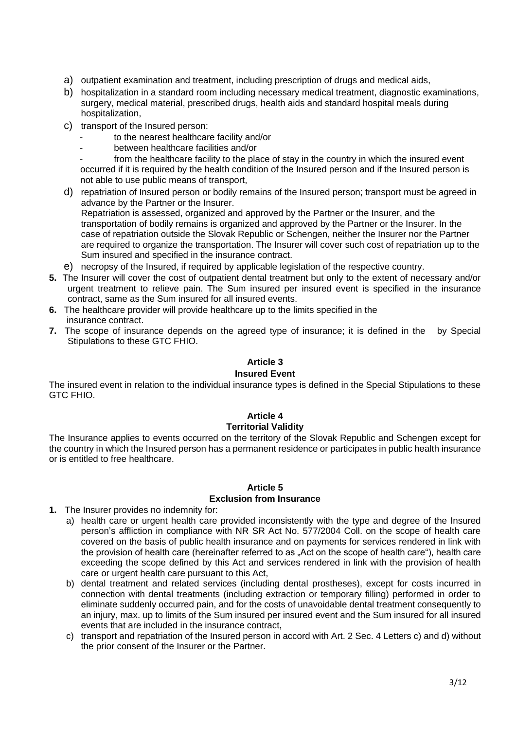a) outpatient examination and treatment, including prescription of drugs and medical aids,
b) hospitalization in a standard room including necessary medical treatment, diagnostic examinations, surgery, medical material, prescribed drugs, health aids and standard hospital meals during hospitalization,
c) transport of the Insured person:
   - to the nearest healthcare facility and/or
   - between healthcare facilities and/or
   - from the healthcare facility to the place of stay in the country in which the insured event occurred if it is required by the health condition of the Insured person and if the Insured person is not able to use public means of transport,
d) repatriation of Insured person or bodily remains of the Insured person; transport must be agreed in advance by the Partner or the Insurer.
   Repatriation is assessed, organized and approved by the Partner or the Insurer, and the transportation of bodily remains is organized and approved by the Partner or the Insurer. In the case of repatriation outside the Slovak Republic or Schengen, neither the Insurer nor the Partner are required to organize the transportation. The Insurer will cover such cost of repatriation up to the Sum insured and specified in the insurance contract.
e) necropsy of the Insured, if required by applicable legislation of the respective country.

**5.** The Insurer will cover the cost of outpatient dental treatment but only to the extent of necessary and/or urgent treatment to relieve pain. The Sum insured per insured event is specified in the insurance contract, same as the Sum insured for all insured events.

**6.** The healthcare provider will provide healthcare up to the limits specified in the insurance contract.

**7.** The scope of insurance depends on the agreed type of insurance; it is defined in the by Special Stipulations to these GTC FHIO.

## Article 3
## Insured Event

The insured event in relation to the individual insurance types is defined in the Special Stipulations to these GTC FHIO.

## Article 4
## Territorial Validity

The Insurance applies to events occurred on the territory of the Slovak Republic and Schengen except for the country in which the Insured person has a permanent residence or participates in public health insurance or is entitled to free healthcare.

## Article 5
## Exclusion from Insurance

**1.** The Insurer provides no indemnity for:

a) health care or urgent health care provided inconsistently with the type and degree of the Insured person's affliction in compliance with NR SR Act No. 577/2004 Coll. on the scope of health care covered on the basis of public health insurance and on payments for services rendered in link with the provision of health care (hereinafter referred to as „Act on the scope of health care"), health care exceeding the scope defined by this Act and services rendered in link with the provision of health care or urgent health care pursuant to this Act,
b) dental treatment and related services (including dental prostheses), except for costs incurred in connection with dental treatments (including extraction or temporary filling) performed in order to eliminate suddenly occurred pain, and for the costs of unavoidable dental treatment consequently to an injury, max. up to limits of the Sum insured per insured event and the Sum insured for all insured events that are included in the insurance contract,
c) transport and repatriation of the Insured person in accord with Art. 2 Sec. 4 Letters c) and d) without the prior consent of the Insurer or the Partner.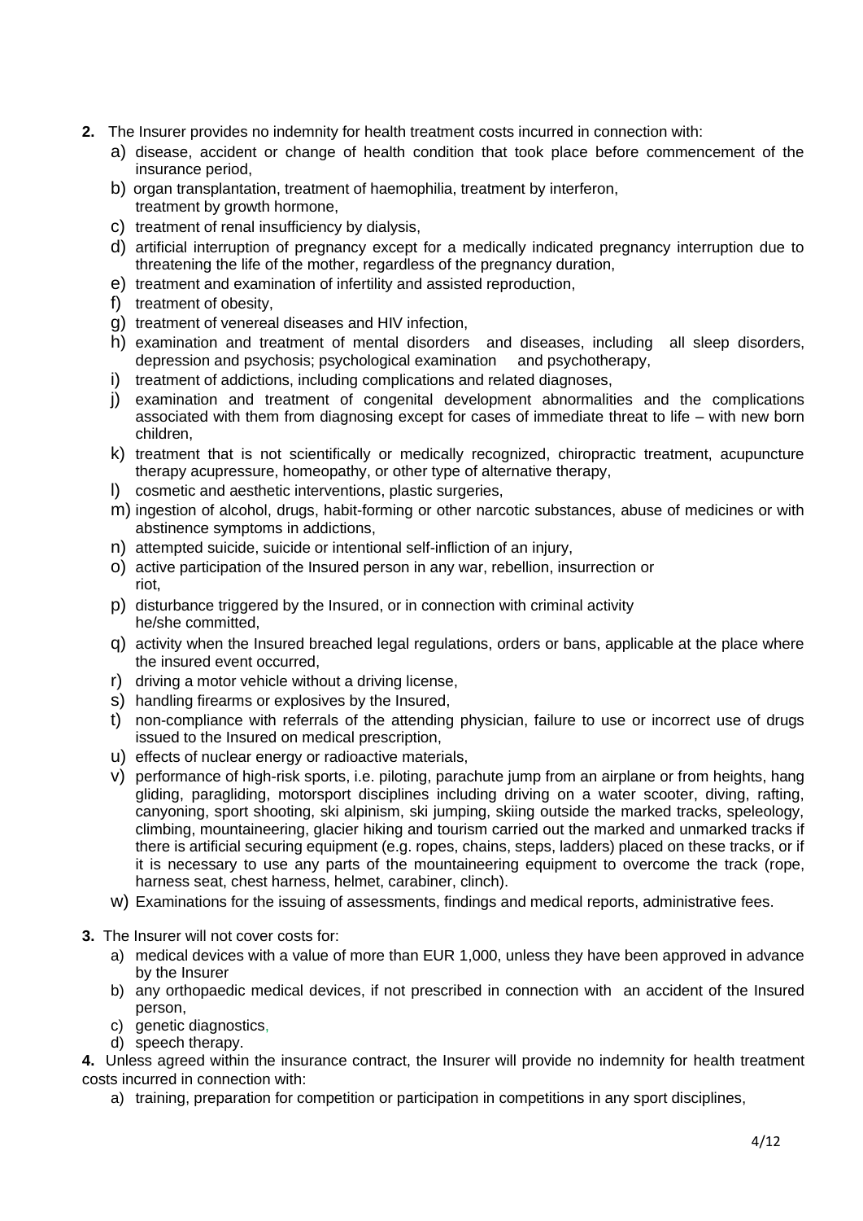**2.** The Insurer provides no indemnity for health treatment costs incurred in connection with:

a) disease, accident or change of health condition that took place before commencement of the insurance period,
b) organ transplantation, treatment of haemophilia, treatment by interferon, treatment by growth hormone,
c) treatment of renal insufficiency by dialysis,
d) artificial interruption of pregnancy except for a medically indicated pregnancy interruption due to threatening the life of the mother, regardless of the pregnancy duration,
e) treatment and examination of infertility and assisted reproduction,
f) treatment of obesity,
g) treatment of venereal diseases and HIV infection,
h) examination and treatment of mental disorders and diseases, including all sleep disorders, depression and psychosis; psychological examination and psychotherapy,
i) treatment of addictions, including complications and related diagnoses,
j) examination and treatment of congenital development abnormalities and the complications associated with them from diagnosing except for cases of immediate threat to life – with new born children,
k) treatment that is not scientifically or medically recognized, chiropractic treatment, acupuncture therapy acupressure, homeopathy, or other type of alternative therapy,
l) cosmetic and aesthetic interventions, plastic surgeries,
m) ingestion of alcohol, drugs, habit-forming or other narcotic substances, abuse of medicines or with abstinence symptoms in addictions,
n) attempted suicide, suicide or intentional self-infliction of an injury,
o) active participation of the Insured person in any war, rebellion, insurrection or riot,
p) disturbance triggered by the Insured, or in connection with criminal activity he/she committed,
q) activity when the Insured breached legal regulations, orders or bans, applicable at the place where the insured event occurred,
r) driving a motor vehicle without a driving license,
s) handling firearms or explosives by the Insured,
t) non-compliance with referrals of the attending physician, failure to use or incorrect use of drugs issued to the Insured on medical prescription,
u) effects of nuclear energy or radioactive materials,
v) performance of high-risk sports, i.e. piloting, parachute jump from an airplane or from heights, hang gliding, paragliding, motorsport disciplines including driving on a water scooter, diving, rafting, canyoning, sport shooting, ski alpinism, ski jumping, skiing outside the marked tracks, speleology, climbing, mountaineering, glacier hiking and tourism carried out the marked and unmarked tracks if there is artificial securing equipment (e.g. ropes, chains, steps, ladders) placed on these tracks, or if it is necessary to use any parts of the mountaineering equipment to overcome the track (rope, harness seat, chest harness, helmet, carabiner, clinch).
w) Examinations for the issuing of assessments, findings and medical reports, administrative fees.

**3.** The Insurer will not cover costs for:

a) medical devices with a value of more than EUR 1,000, unless they have been approved in advance by the Insurer
b) any orthopaedic medical devices, if not prescribed in connection with an accident of the Insured person,
c) genetic diagnostics,
d) speech therapy.

**4.** Unless agreed within the insurance contract, the Insurer will provide no indemnity for health treatment costs incurred in connection with:

a) training, preparation for competition or participation in competitions in any sport disciplines,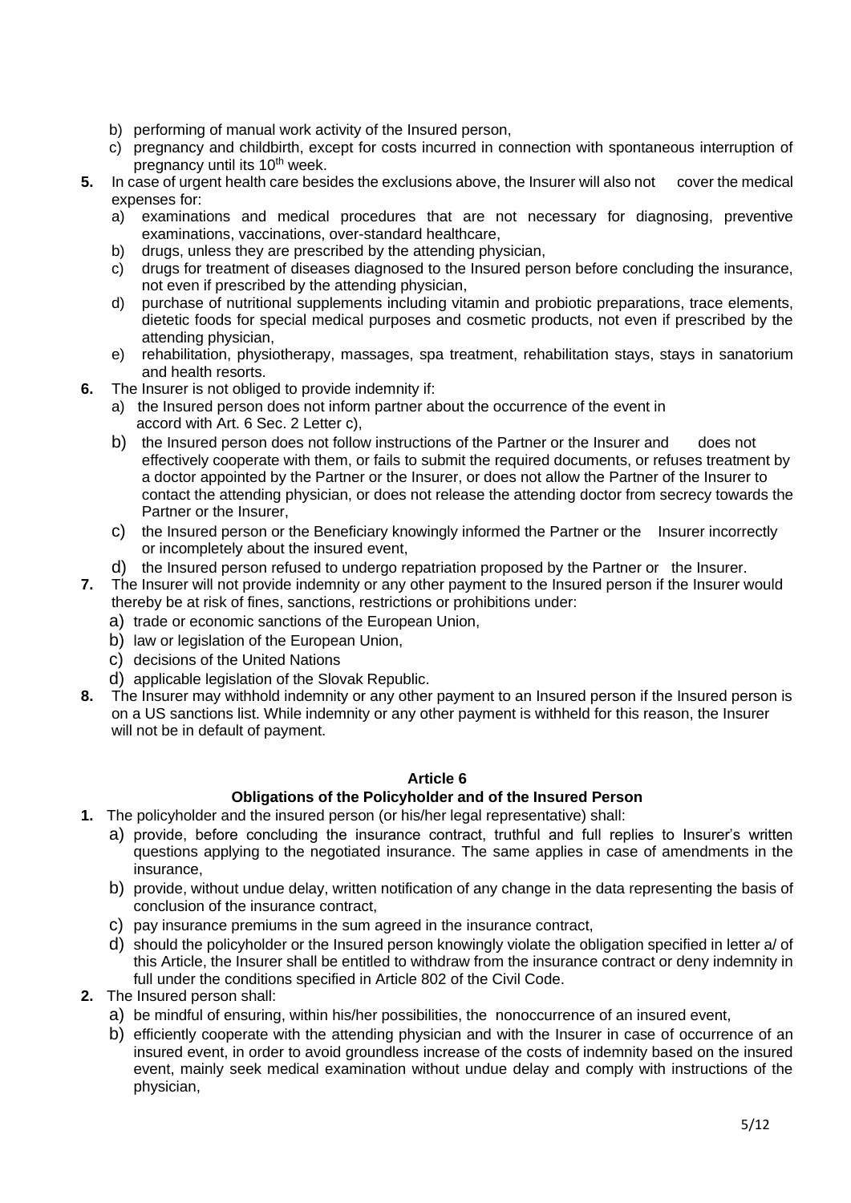b) performing of manual work activity of the Insured person,
c) pregnancy and childbirth, except for costs incurred in connection with spontaneous interruption of pregnancy until its 10th week.

**5.** In case of urgent health care besides the exclusions above, the Insurer will also not cover the medical expenses for:
   a) examinations and medical procedures that are not necessary for diagnosing, preventive examinations, vaccinations, over-standard healthcare,
   b) drugs, unless they are prescribed by the attending physician,
   c) drugs for treatment of diseases diagnosed to the Insured person before concluding the insurance, not even if prescribed by the attending physician,
   d) purchase of nutritional supplements including vitamin and probiotic preparations, trace elements, dietetic foods for special medical purposes and cosmetic products, not even if prescribed by the attending physician,
   e) rehabilitation, physiotherapy, massages, spa treatment, rehabilitation stays, stays in sanatorium and health resorts.

**6.** The Insurer is not obliged to provide indemnity if:
   a) the Insured person does not inform partner about the occurrence of the event in accord with Art. 6 Sec. 2 Letter c),
   b) the Insured person does not follow instructions of the Partner or the Insurer and does not effectively cooperate with them, or fails to submit the required documents, or refuses treatment by a doctor appointed by the Partner or the Insurer, or does not allow the Partner of the Insurer to contact the attending physician, or does not release the attending doctor from secrecy towards the Partner or the Insurer,
   c) the Insured person or the Beneficiary knowingly informed the Partner or the Insurer incorrectly or incompletely about the insured event,
   d) the Insured person refused to undergo repatriation proposed by the Partner or the Insurer.

**7.** The Insurer will not provide indemnity or any other payment to the Insured person if the Insurer would thereby be at risk of fines, sanctions, restrictions or prohibitions under:
   a) trade or economic sanctions of the European Union,
   b) law or legislation of the European Union,
   c) decisions of the United Nations
   d) applicable legislation of the Slovak Republic.

**8.** The Insurer may withhold indemnity or any other payment to an Insured person if the Insured person is on a US sanctions list. While indemnity or any other payment is withheld for this reason, the Insurer will not be in default of payment.

## Article 6

### Obligations of the Policyholder and of the Insured Person

**1.** The policyholder and the insured person (or his/her legal representative) shall:
   a) provide, before concluding the insurance contract, truthful and full replies to Insurer's written questions applying to the negotiated insurance. The same applies in case of amendments in the insurance,
   b) provide, without undue delay, written notification of any change in the data representing the basis of conclusion of the insurance contract,
   c) pay insurance premiums in the sum agreed in the insurance contract,
   d) should the policyholder or the Insured person knowingly violate the obligation specified in letter a/ of this Article, the Insurer shall be entitled to withdraw from the insurance contract or deny indemnity in full under the conditions specified in Article 802 of the Civil Code.

**2.** The Insured person shall:
   a) be mindful of ensuring, within his/her possibilities, the nonoccurrence of an insured event,
   b) efficiently cooperate with the attending physician and with the Insurer in case of occurrence of an insured event, in order to avoid groundless increase of the costs of indemnity based on the insured event, mainly seek medical examination without undue delay and comply with instructions of the physician,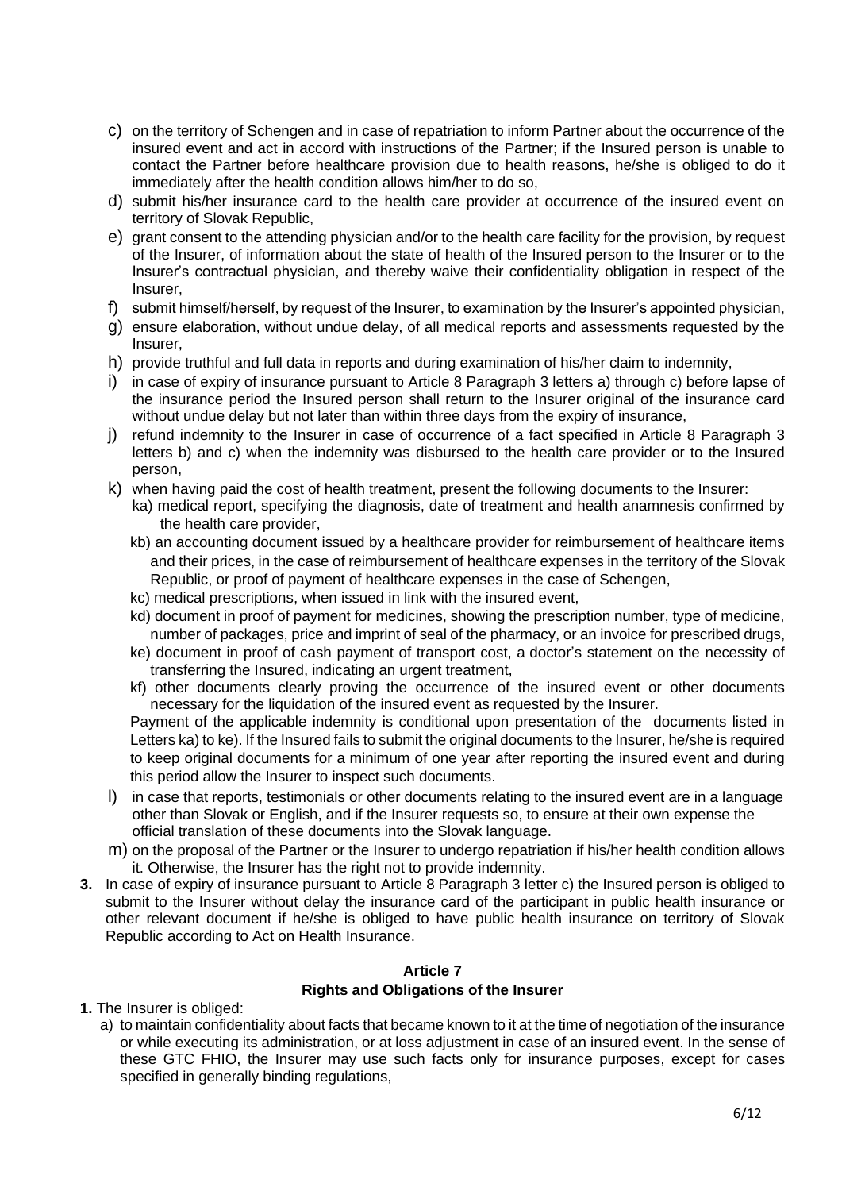c) on the territory of Schengen and in case of repatriation to inform Partner about the occurrence of the insured event and act in accord with instructions of the Partner; if the Insured person is unable to contact the Partner before healthcare provision due to health reasons, he/she is obliged to do it immediately after the health condition allows him/her to do so,

d) submit his/her insurance card to the health care provider at occurrence of the insured event on territory of Slovak Republic,

e) grant consent to the attending physician and/or to the health care facility for the provision, by request of the Insurer, of information about the state of health of the Insured person to the Insurer or to the Insurer's contractual physician, and thereby waive their confidentiality obligation in respect of the Insurer,

f) submit himself/herself, by request of the Insurer, to examination by the Insurer's appointed physician,

g) ensure elaboration, without undue delay, of all medical reports and assessments requested by the Insurer,

h) provide truthful and full data in reports and during examination of his/her claim to indemnity,

i) in case of expiry of insurance pursuant to Article 8 Paragraph 3 letters a) through c) before lapse of the insurance period the Insured person shall return to the Insurer original of the insurance card without undue delay but not later than within three days from the expiry of insurance,

j) refund indemnity to the Insurer in case of occurrence of a fact specified in Article 8 Paragraph 3 letters b) and c) when the indemnity was disbursed to the health care provider or to the Insured person,

k) when having paid the cost of health treatment, present the following documents to the Insurer:
   ka) medical report, specifying the diagnosis, date of treatment and health anamnesis confirmed by the health care provider,
   kb) an accounting document issued by a healthcare provider for reimbursement of healthcare items and their prices, in the case of reimbursement of healthcare expenses in the territory of the Slovak Republic, or proof of payment of healthcare expenses in the case of Schengen,
   kc) medical prescriptions, when issued in link with the insured event,
   kd) document in proof of payment for medicines, showing the prescription number, type of medicine, number of packages, price and imprint of seal of the pharmacy, or an invoice for prescribed drugs,
   ke) document in proof of cash payment of transport cost, a doctor's statement on the necessity of transferring the Insured, indicating an urgent treatment,
   kf) other documents clearly proving the occurrence of the insured event or other documents necessary for the liquidation of the insured event as requested by the Insurer.

   Payment of the applicable indemnity is conditional upon presentation of the documents listed in Letters ka) to ke). If the Insured fails to submit the original documents to the Insurer, he/she is required to keep original documents for a minimum of one year after reporting the insured event and during this period allow the Insurer to inspect such documents.

l) in case that reports, testimonials or other documents relating to the insured event are in a language other than Slovak or English, and if the Insurer requests so, to ensure at their own expense the official translation of these documents into the Slovak language.

m) on the proposal of the Partner or the Insurer to undergo repatriation if his/her health condition allows it. Otherwise, the Insurer has the right not to provide indemnity.

**3.** In case of expiry of insurance pursuant to Article 8 Paragraph 3 letter c) the Insured person is obliged to submit to the Insurer without delay the insurance card of the participant in public health insurance or other relevant document if he/she is obliged to have public health insurance on territory of Slovak Republic according to Act on Health Insurance.

## Article 7
## Rights and Obligations of the Insurer

**1.** The Insurer is obliged:

a) to maintain confidentiality about facts that became known to it at the time of negotiation of the insurance or while executing its administration, or at loss adjustment in case of an insured event. In the sense of these GTC FHIO, the Insurer may use such facts only for insurance purposes, except for cases specified in generally binding regulations,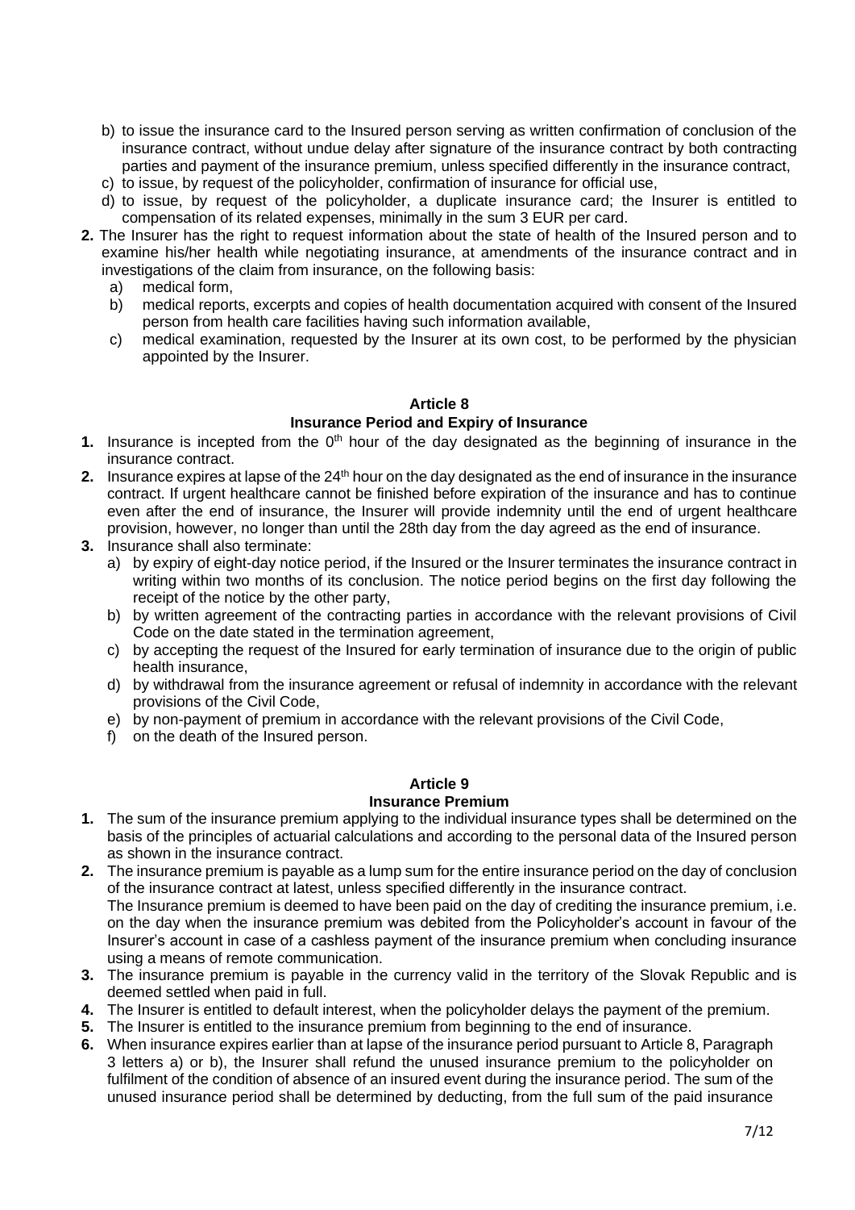b) to issue the insurance card to the Insured person serving as written confirmation of conclusion of the insurance contract, without undue delay after signature of the insurance contract by both contracting parties and payment of the insurance premium, unless specified differently in the insurance contract,

c) to issue, by request of the policyholder, confirmation of insurance for official use,

d) to issue, by request of the policyholder, a duplicate insurance card; the Insurer is entitled to compensation of its related expenses, minimally in the sum 3 EUR per card.

**2.** The Insurer has the right to request information about the state of health of the Insured person and to examine his/her health while negotiating insurance, at amendments of the insurance contract and in investigations of the claim from insurance, on the following basis:

a) medical form,

b) medical reports, excerpts and copies of health documentation acquired with consent of the Insured person from health care facilities having such information available,

c) medical examination, requested by the Insurer at its own cost, to be performed by the physician appointed by the Insurer.

## Article 8
## Insurance Period and Expiry of Insurance

**1.** Insurance is incepted from the 0th hour of the day designated as the beginning of insurance in the insurance contract.

**2.** Insurance expires at lapse of the 24th hour on the day designated as the end of insurance in the insurance contract. If urgent healthcare cannot be finished before expiration of the insurance and has to continue even after the end of insurance, the Insurer will provide indemnity until the end of urgent healthcare provision, however, no longer than until the 28th day from the day agreed as the end of insurance.

**3.** Insurance shall also terminate:

a) by expiry of eight-day notice period, if the Insured or the Insurer terminates the insurance contract in writing within two months of its conclusion. The notice period begins on the first day following the receipt of the notice by the other party,

b) by written agreement of the contracting parties in accordance with the relevant provisions of Civil Code on the date stated in the termination agreement,

c) by accepting the request of the Insured for early termination of insurance due to the origin of public health insurance,

d) by withdrawal from the insurance agreement or refusal of indemnity in accordance with the relevant provisions of the Civil Code,

e) by non-payment of premium in accordance with the relevant provisions of the Civil Code,

f) on the death of the Insured person.

## Article 9
## Insurance Premium

**1.** The sum of the insurance premium applying to the individual insurance types shall be determined on the basis of the principles of actuarial calculations and according to the personal data of the Insured person as shown in the insurance contract.

**2.** The insurance premium is payable as a lump sum for the entire insurance period on the day of conclusion of the insurance contract at latest, unless specified differently in the insurance contract.
The Insurance premium is deemed to have been paid on the day of crediting the insurance premium, i.e. on the day when the insurance premium was debited from the Policyholder's account in favour of the Insurer's account in case of a cashless payment of the insurance premium when concluding insurance using a means of remote communication.

**3.** The insurance premium is payable in the currency valid in the territory of the Slovak Republic and is deemed settled when paid in full.

**4.** The Insurer is entitled to default interest, when the policyholder delays the payment of the premium.

**5.** The Insurer is entitled to the insurance premium from beginning to the end of insurance.

**6.** When insurance expires earlier than at lapse of the insurance period pursuant to Article 8, Paragraph 3 letters a) or b), the Insurer shall refund the unused insurance premium to the policyholder on fulfilment of the condition of absence of an insured event during the insurance period. The sum of the unused insurance period shall be determined by deducting, from the full sum of the paid insurance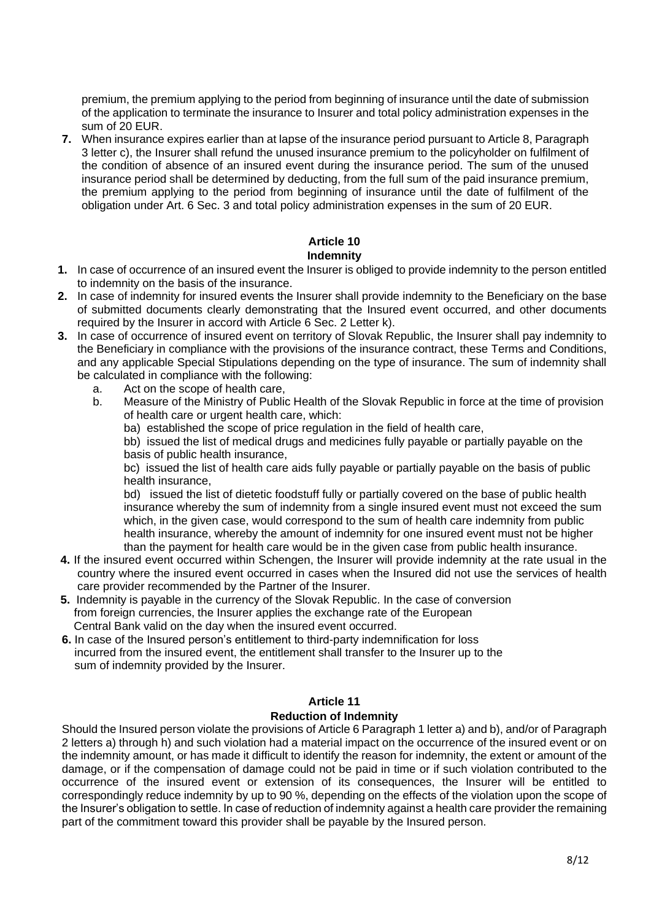premium, the premium applying to the period from beginning of insurance until the date of submission of the application to terminate the insurance to Insurer and total policy administration expenses in the sum of 20 EUR.

7. When insurance expires earlier than at lapse of the insurance period pursuant to Article 8, Paragraph 3 letter c), the Insurer shall refund the unused insurance premium to the policyholder on fulfilment of the condition of absence of an insured event during the insurance period. The sum of the unused insurance period shall be determined by deducting, from the full sum of the paid insurance premium, the premium applying to the period from beginning of insurance until the date of fulfilment of the obligation under Art. 6 Sec. 3 and total policy administration expenses in the sum of 20 EUR.

## Article 10
## Indemnity

1. In case of occurrence of an insured event the Insurer is obliged to provide indemnity to the person entitled to indemnity on the basis of the insurance.
2. In case of indemnity for insured events the Insurer shall provide indemnity to the Beneficiary on the base of submitted documents clearly demonstrating that the Insured event occurred, and other documents required by the Insurer in accord with Article 6 Sec. 2 Letter k).
3. In case of occurrence of insured event on territory of Slovak Republic, the Insurer shall pay indemnity to the Beneficiary in compliance with the provisions of the insurance contract, these Terms and Conditions, and any applicable Special Stipulations depending on the type of insurance. The sum of indemnity shall be calculated in compliance with the following:
   a. Act on the scope of health care,
   b. Measure of the Ministry of Public Health of the Slovak Republic in force at the time of provision of health care or urgent health care, which:
      ba) established the scope of price regulation in the field of health care,
      bb) issued the list of medical drugs and medicines fully payable or partially payable on the basis of public health insurance,
      bc) issued the list of health care aids fully payable or partially payable on the basis of public health insurance,
      bd) issued the list of dietetic foodstuff fully or partially covered on the base of public health insurance whereby the sum of indemnity from a single insured event must not exceed the sum which, in the given case, would correspond to the sum of health care indemnity from public health insurance, whereby the amount of indemnity for one insured event must not be higher than the payment for health care would be in the given case from public health insurance.
4. If the insured event occurred within Schengen, the Insurer will provide indemnity at the rate usual in the country where the insured event occurred in cases when the Insured did not use the services of health care provider recommended by the Partner of the Insurer.
5. Indemnity is payable in the currency of the Slovak Republic. In the case of conversion from foreign currencies, the Insurer applies the exchange rate of the European Central Bank valid on the day when the insured event occurred.
6. In case of the Insured person's entitlement to third-party indemnification for loss incurred from the insured event, the entitlement shall transfer to the Insurer up to the sum of indemnity provided by the Insurer.

## Article 11
## Reduction of Indemnity

Should the Insured person violate the provisions of Article 6 Paragraph 1 letter a) and b), and/or of Paragraph 2 letters a) through h) and such violation had a material impact on the occurrence of the insured event or on the indemnity amount, or has made it difficult to identify the reason for indemnity, the extent or amount of the damage, or if the compensation of damage could not be paid in time or if such violation contributed to the occurrence of the insured event or extension of its consequences, the Insurer will be entitled to correspondingly reduce indemnity by up to 90 %, depending on the effects of the violation upon the scope of the Insurer's obligation to settle. In case of reduction of indemnity against a health care provider the remaining part of the commitment toward this provider shall be payable by the Insured person.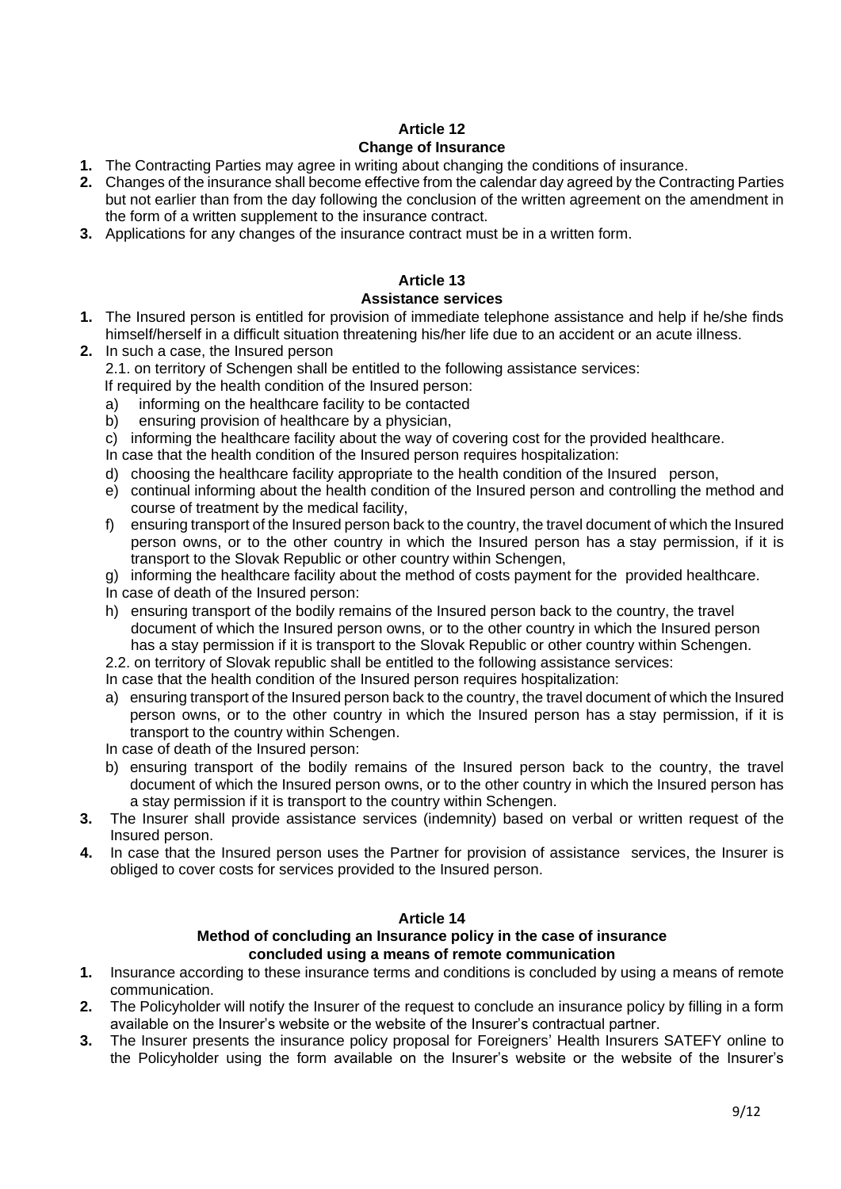## Article 12

### Change of Insurance

1. The Contracting Parties may agree in writing about changing the conditions of insurance.
2. Changes of the insurance shall become effective from the calendar day agreed by the Contracting Parties but not earlier than from the day following the conclusion of the written agreement on the amendment in the form of a written supplement to the insurance contract.
3. Applications for any changes of the insurance contract must be in a written form.

## Article 13

### Assistance services

1. The Insured person is entitled for provision of immediate telephone assistance and help if he/she finds himself/herself in a difficult situation threatening his/her life due to an accident or an acute illness.
2. In such a case, the Insured person

   2.1. on territory of Schengen shall be entitled to the following assistance services:

   If required by the health condition of the Insured person:

   a) informing on the healthcare facility to be contacted
   b) ensuring provision of healthcare by a physician,
   c) informing the healthcare facility about the way of covering cost for the provided healthcare.

   In case that the health condition of the Insured person requires hospitalization:

   d) choosing the healthcare facility appropriate to the health condition of the Insured person,
   e) continual informing about the health condition of the Insured person and controlling the method and course of treatment by the medical facility,
   f) ensuring transport of the Insured person back to the country, the travel document of which the Insured person owns, or to the other country in which the Insured person has a stay permission, if it is transport to the Slovak Republic or other country within Schengen,
   g) informing the healthcare facility about the method of costs payment for the provided healthcare.

   In case of death of the Insured person:

   h) ensuring transport of the bodily remains of the Insured person back to the country, the travel document of which the Insured person owns, or to the other country in which the Insured person has a stay permission if it is transport to the Slovak Republic or other country within Schengen.

   2.2. on territory of Slovak republic shall be entitled to the following assistance services:

   In case that the health condition of the Insured person requires hospitalization:

   a) ensuring transport of the Insured person back to the country, the travel document of which the Insured person owns, or to the other country in which the Insured person has a stay permission, if it is transport to the country within Schengen.

   In case of death of the Insured person:

   b) ensuring transport of the bodily remains of the Insured person back to the country, the travel document of which the Insured person owns, or to the other country in which the Insured person has a stay permission if it is transport to the country within Schengen.
3. The Insurer shall provide assistance services (indemnity) based on verbal or written request of the Insured person.
4. In case that the Insured person uses the Partner for provision of assistance services, the Insurer is obliged to cover costs for services provided to the Insured person.

## Article 14

### Method of concluding an Insurance policy in the case of insurance concluded using a means of remote communication

1. Insurance according to these insurance terms and conditions is concluded by using a means of remote communication.
2. The Policyholder will notify the Insurer of the request to conclude an insurance policy by filling in a form available on the Insurer's website or the website of the Insurer's contractual partner.
3. The Insurer presents the insurance policy proposal for Foreigners' Health Insurers SATEFY online to the Policyholder using the form available on the Insurer's website or the website of the Insurer's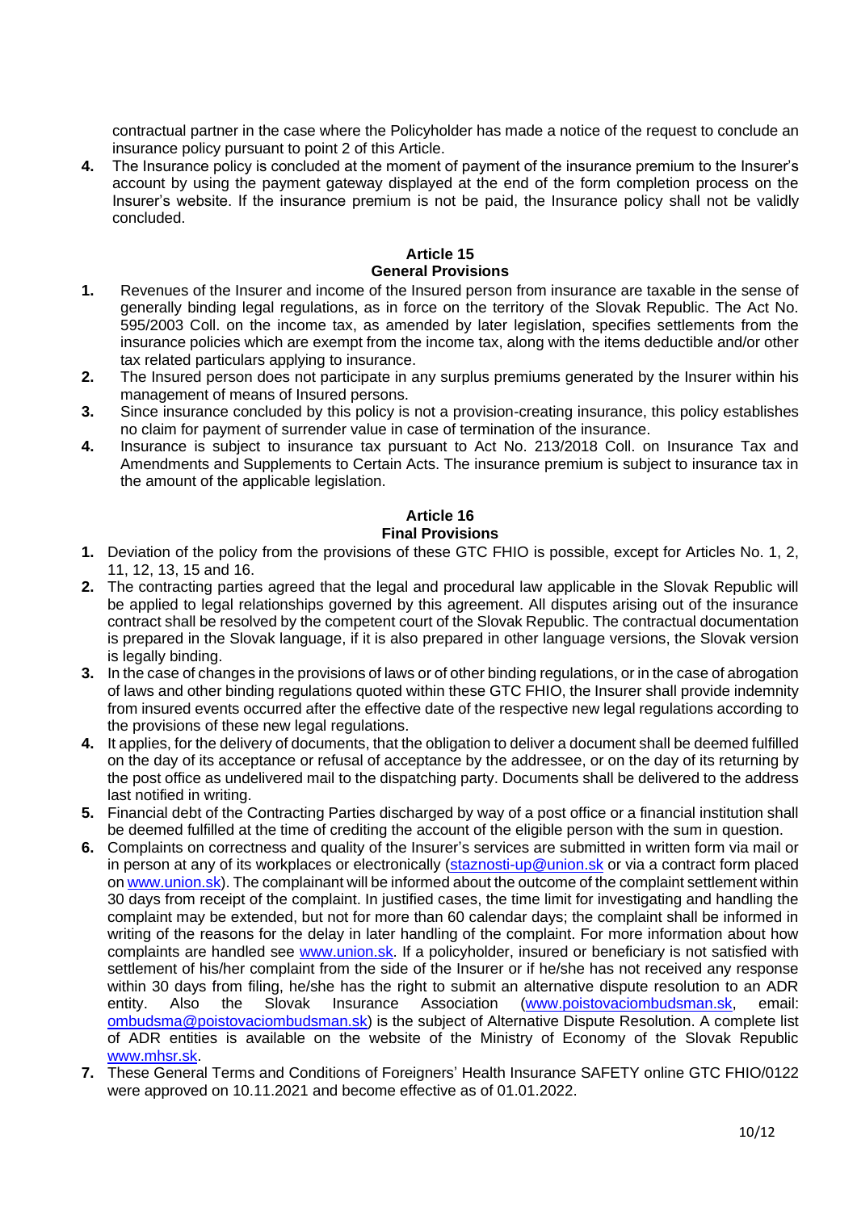contractual partner in the case where the Policyholder has made a notice of the request to conclude an insurance policy pursuant to point 2 of this Article.

4. The Insurance policy is concluded at the moment of payment of the insurance premium to the Insurer's account by using the payment gateway displayed at the end of the form completion process on the Insurer's website. If the insurance premium is not be paid, the Insurance policy shall not be validly concluded.

## Article 15
## General Provisions

1. Revenues of the Insurer and income of the Insured person from insurance are taxable in the sense of generally binding legal regulations, as in force on the territory of the Slovak Republic. The Act No. 595/2003 Coll. on the income tax, as amended by later legislation, specifies settlements from the insurance policies which are exempt from the income tax, along with the items deductible and/or other tax related particulars applying to insurance.
2. The Insured person does not participate in any surplus premiums generated by the Insurer within his management of means of Insured persons.
3. Since insurance concluded by this policy is not a provision-creating insurance, this policy establishes no claim for payment of surrender value in case of termination of the insurance.
4. Insurance is subject to insurance tax pursuant to Act No. 213/2018 Coll. on Insurance Tax and Amendments and Supplements to Certain Acts. The insurance premium is subject to insurance tax in the amount of the applicable legislation.

## Article 16
## Final Provisions

1. Deviation of the policy from the provisions of these GTC FHIO is possible, except for Articles No. 1, 2, 11, 12, 13, 15 and 16.
2. The contracting parties agreed that the legal and procedural law applicable in the Slovak Republic will be applied to legal relationships governed by this agreement. All disputes arising out of the insurance contract shall be resolved by the competent court of the Slovak Republic. The contractual documentation is prepared in the Slovak language, if it is also prepared in other language versions, the Slovak version is legally binding.
3. In the case of changes in the provisions of laws or of other binding regulations, or in the case of abrogation of laws and other binding regulations quoted within these GTC FHIO, the Insurer shall provide indemnity from insured events occurred after the effective date of the respective new legal regulations according to the provisions of these new legal regulations.
4. It applies, for the delivery of documents, that the obligation to deliver a document shall be deemed fulfilled on the day of its acceptance or refusal of acceptance by the addressee, or on the day of its returning by the post office as undelivered mail to the dispatching party. Documents shall be delivered to the address last notified in writing.
5. Financial debt of the Contracting Parties discharged by way of a post office or a financial institution shall be deemed fulfilled at the time of crediting the account of the eligible person with the sum in question.
6. Complaints on correctness and quality of the Insurer's services are submitted in written form via mail or in person at any of its workplaces or electronically (staznosti-up@union.sk or via a contract form placed on www.union.sk). The complainant will be informed about the outcome of the complaint settlement within 30 days from receipt of the complaint. In justified cases, the time limit for investigating and handling the complaint may be extended, but not for more than 60 calendar days; the complaint shall be informed in writing of the reasons for the delay in later handling of the complaint. For more information about how complaints are handled see www.union.sk. If a policyholder, insured or beneficiary is not satisfied with settlement of his/her complaint from the side of the Insurer or if he/she has not received any response within 30 days from filing, he/she has the right to submit an alternative dispute resolution to an ADR entity. Also the Slovak Insurance Association (www.poistovaciombudsman.sk, email: ombudsma@poistovaciombudsman.sk) is the subject of Alternative Dispute Resolution. A complete list of ADR entities is available on the website of the Ministry of Economy of the Slovak Republic www.mhsr.sk.
7. These General Terms and Conditions of Foreigners' Health Insurance SAFETY online GTC FHIO/0122 were approved on 10.11.2021 and become effective as of 01.01.2022.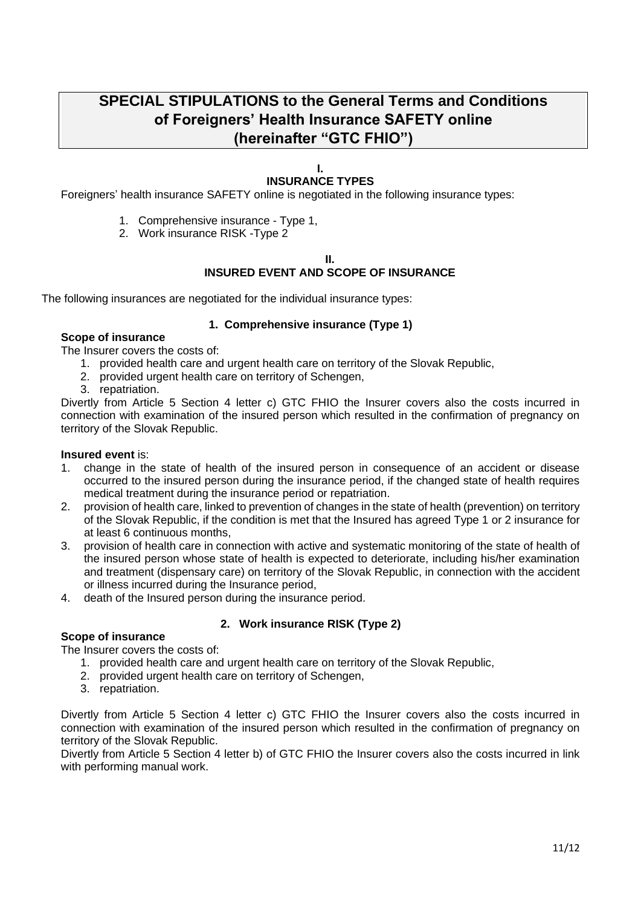# SPECIAL STIPULATIONS to the General Terms and Conditions of Foreigners' Health Insurance SAFETY online (hereinafter "GTC FHIO")

## I.
## INSURANCE TYPES

Foreigners' health insurance SAFETY online is negotiated in the following insurance types:

1. Comprehensive insurance - Type 1,
2. Work insurance RISK -Type 2

## II.
## INSURED EVENT AND SCOPE OF INSURANCE

The following insurances are negotiated for the individual insurance types:

### 1. Comprehensive insurance (Type 1)

**Scope of insurance**

The Insurer covers the costs of:

1. provided health care and urgent health care on territory of the Slovak Republic,
2. provided urgent health care on territory of Schengen,
3. repatriation.

Divertly from Article 5 Section 4 letter c) GTC FHIO the Insurer covers also the costs incurred in connection with examination of the insured person which resulted in the confirmation of pregnancy on territory of the Slovak Republic.

**Insured event** is:

1. change in the state of health of the insured person in consequence of an accident or disease occurred to the insured person during the insurance period, if the changed state of health requires medical treatment during the insurance period or repatriation.
2. provision of health care, linked to prevention of changes in the state of health (prevention) on territory of the Slovak Republic, if the condition is met that the Insured has agreed Type 1 or 2 insurance for at least 6 continuous months,
3. provision of health care in connection with active and systematic monitoring of the state of health of the insured person whose state of health is expected to deteriorate, including his/her examination and treatment (dispensary care) on territory of the Slovak Republic, in connection with the accident or illness incurred during the Insurance period,
4. death of the Insured person during the insurance period.

### 2. Work insurance RISK (Type 2)

**Scope of insurance**

The Insurer covers the costs of:

1. provided health care and urgent health care on territory of the Slovak Republic,
2. provided urgent health care on territory of Schengen,
3. repatriation.

Divertly from Article 5 Section 4 letter c) GTC FHIO the Insurer covers also the costs incurred in connection with examination of the insured person which resulted in the confirmation of pregnancy on territory of the Slovak Republic.

Divertly from Article 5 Section 4 letter b) of GTC FHIO the Insurer covers also the costs incurred in link with performing manual work.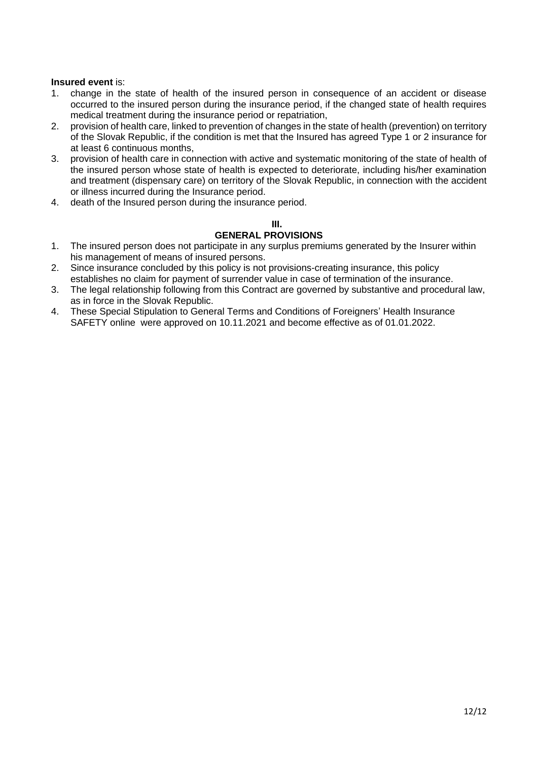**Insured event** is:

1. change in the state of health of the insured person in consequence of an accident or disease occurred to the insured person during the insurance period, if the changed state of health requires medical treatment during the insurance period or repatriation,
2. provision of health care, linked to prevention of changes in the state of health (prevention) on territory of the Slovak Republic, if the condition is met that the Insured has agreed Type 1 or 2 insurance for at least 6 continuous months,
3. provision of health care in connection with active and systematic monitoring of the state of health of the insured person whose state of health is expected to deteriorate, including his/her examination and treatment (dispensary care) on territory of the Slovak Republic, in connection with the accident or illness incurred during the Insurance period.
4. death of the Insured person during the insurance period.

## III.
## GENERAL PROVISIONS

1. The insured person does not participate in any surplus premiums generated by the Insurer within his management of means of insured persons.
2. Since insurance concluded by this policy is not provisions-creating insurance, this policy establishes no claim for payment of surrender value in case of termination of the insurance.
3. The legal relationship following from this Contract are governed by substantive and procedural law, as in force in the Slovak Republic.
4. These Special Stipulation to General Terms and Conditions of Foreigners' Health Insurance SAFETY online were approved on 10.11.2021 and become effective as of 01.01.2022.